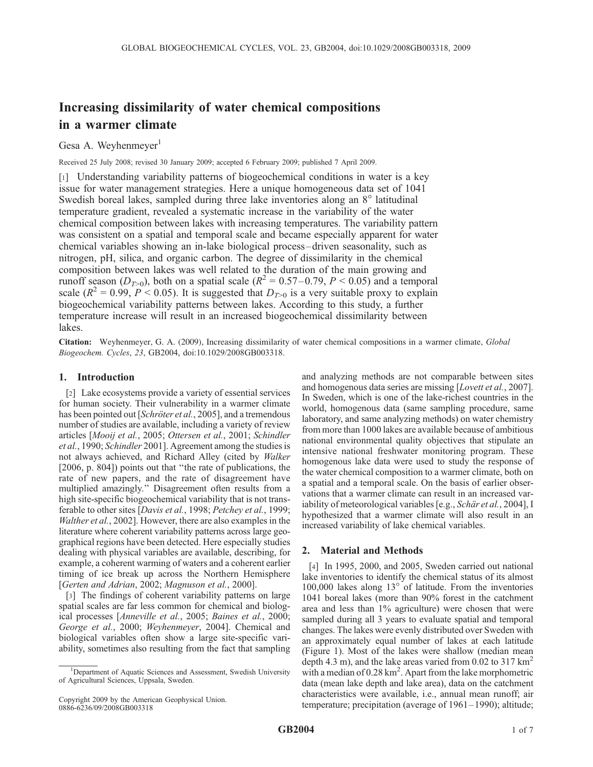# Increasing dissimilarity of water chemical compositions in a warmer climate

Gesa A. Weyhenmeyer[1]

Received 25 July 2008; revised 30 January 2009; accepted 6 February 2009; published 7 April 2009.

[1] Understanding variability patterns of biogeochemical conditions in water is a key issue for water management strategies. Here a unique homogeneous data set of 1041 Swedish boreal lakes, sampled during three lake inventories along an 8° latitudinal temperature gradient, revealed a systematic increase in the variability of the water chemical composition between lakes with increasing temperatures. The variability pattern was consistent on a spatial and temporal scale and became especially apparent for water chemical variables showing an in-lake biological process–driven seasonality, such as nitrogen, pH, silica, and organic carbon. The degree of dissimilarity in the chemical composition between lakes was well related to the duration of the main growing and runoff season ($D_{T>0}$), both on a spatial scale ($R^2 = 0.57–0.79$, $P < 0.05$) and a temporal scale ($R^2 = 0.99$, $P < 0.05$). It is suggested that $D_{T>0}$ is a very suitable proxy to explain biogeochemical variability patterns between lakes. According to this study, a further temperature increase will result in an increased biogeochemical dissimilarity between lakes.

**Citation:** Weyhenmeyer, G. A. (2009), Increasing dissimilarity of water chemical compositions in a warmer climate, *Global Biogeochem. Cycles*, *23*, GB2004, doi:10.1029/2008GB003318.

## 1. Introduction

[2] Lake ecosystems provide a variety of essential services for human society. Their vulnerability in a warmer climate has been pointed out [*Schröter et al.*, 2005], and a tremendous number of studies are available, including a variety of review articles [*Mooij et al.*, 2005; *Ottersen et al.*, 2001; *Schindler et al.*, 1990; *Schindler* 2001]. Agreement among the studies is not always achieved, and Richard Alley (cited by *Walker* [2006, p. 804]) points out that "the rate of publications, the rate of new papers, and the rate of disagreement have multiplied amazingly." Disagreement often results from a high site-specific biogeochemical variability that is not transferable to other sites [*Davis et al.*, 1998; *Petchey et al.*, 1999; *Walther et al.*, 2002]. However, there are also examples in the literature where coherent variability patterns across large geographical regions have been detected. Here especially studies dealing with physical variables are available, describing, for example, a coherent warming of waters and a coherent earlier timing of ice break up across the Northern Hemisphere [*Gerten and Adrian*, 2002; *Magnuson et al.*, 2000].

[3] The findings of coherent variability patterns on large spatial scales are far less common for chemical and biological processes [*Anneville et al.*, 2005; *Baines et al.*, 2000; *George et al.*, 2000; *Weyhenmeyer*, 2004]. Chemical and biological variables often show a large site-specific variability, sometimes also resulting from the fact that sampling and analyzing methods are not comparable between sites and homogenous data series are missing [*Lovett et al.*, 2007]. In Sweden, which is one of the lake-richest countries in the world, homogenous data (same sampling procedure, same laboratory, and same analyzing methods) on water chemistry from more than 1000 lakes are available because of ambitious national environmental quality objectives that stipulate an intensive national freshwater monitoring program. These homogenous lake data were used to study the response of the water chemical composition to a warmer climate, both on a spatial and a temporal scale. On the basis of earlier observations that a warmer climate can result in an increased variability of meteorological variables [e.g., *Schär et al.*, 2004], I hypothesized that a warmer climate will also result in an increased variability of lake chemical variables.

## 2. Material and Methods

[4] In 1995, 2000, and 2005, Sweden carried out national lake inventories to identify the chemical status of its almost 100,000 lakes along 13° of latitude. From the inventories 1041 boreal lakes (more than 90% forest in the catchment area and less than 1% agriculture) were chosen that were sampled during all 3 years to evaluate spatial and temporal changes. The lakes were evenly distributed over Sweden with an approximately equal number of lakes at each latitude (Figure 1). Most of the lakes were shallow (median mean depth 4.3 m), and the lake areas varied from 0.02 to 317 $km^2$ with a median of 0.28 $km^2$. Apart from the lake morphometric data (mean lake depth and lake area), data on the catchment characteristics were available, i.e., annual mean runoff; air temperature; precipitation (average of 1961–1990); altitude;

[1] Department of Aquatic Sciences and Assessment, Swedish University of Agricultural Sciences, Uppsala, Sweden.

Copyright 2009 by the American Geophysical Union.
0886-6236/09/2008GB003318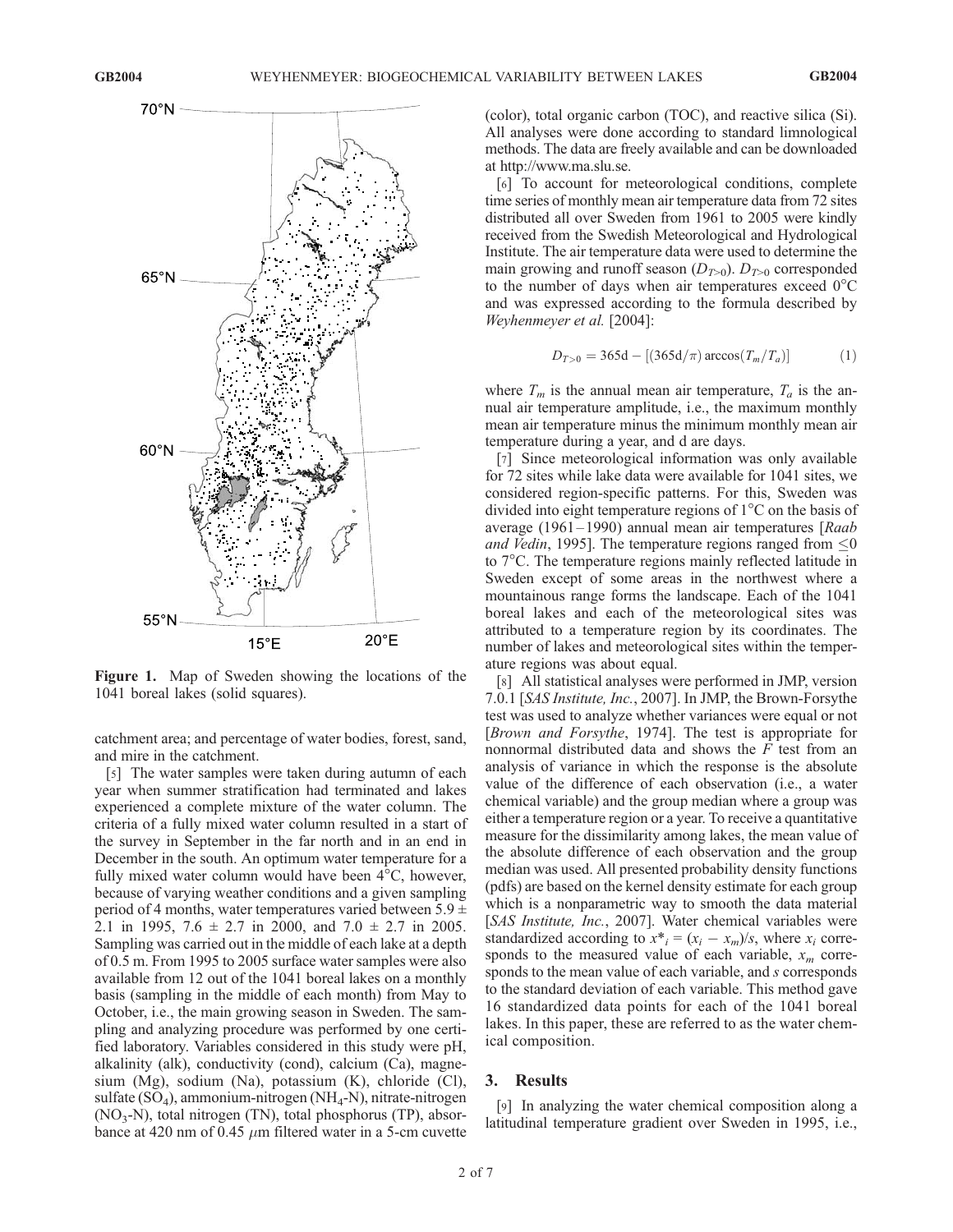Figure 1. Map of Sweden showing the locations of the 1041 boreal lakes (solid squares).

catchment area; and percentage of water bodies, forest, sand, and mire in the catchment.

[5] The water samples were taken during autumn of each year when summer stratification had terminated and lakes experienced a complete mixture of the water column. The criteria of a fully mixed water column resulted in a start of the survey in September in the far north and in an end in December in the south. An optimum water temperature for a fully mixed water column would have been 4°C, however, because of varying weather conditions and a given sampling period of 4 months, water temperatures varied between 5.9 ± 2.1 in 1995, 7.6 ± 2.7 in 2000, and 7.0 ± 2.7 in 2005. Sampling was carried out in the middle of each lake at a depth of 0.5 m. From 1995 to 2005 surface water samples were also available from 12 out of the 1041 boreal lakes on a monthly basis (sampling in the middle of each month) from May to October, i.e., the main growing season in Sweden. The sampling and analyzing procedure was performed by one certified laboratory. Variables considered in this study were pH, alkalinity (alk), conductivity (cond), calcium (Ca), magnesium (Mg), sodium (Na), potassium (K), chloride (Cl), sulfate ($SO_4$), ammonium-nitrogen ($NH_4$-N), nitrate-nitrogen ($NO_3$-N), total nitrogen (TN), total phosphorus (TP), absorbance at 420 nm of 0.45 $\mu$m filtered water in a 5-cm cuvette (color), total organic carbon (TOC), and reactive silica (Si). All analyses were done according to standard limnological methods. The data are freely available and can be downloaded at http://www.ma.slu.se.

[6] To account for meteorological conditions, complete time series of monthly mean air temperature data from 72 sites distributed all over Sweden from 1961 to 2005 were kindly received from the Swedish Meteorological and Hydrological Institute. The air temperature data were used to determine the main growing and runoff season ($D_{T>0}$). $D_{T>0}$ corresponded to the number of days when air temperatures exceed 0°C and was expressed according to the formula described by *Weyhenmeyer et al.* [2004]:

$$D_{T>0} = 365\mathrm{d} - [(365\mathrm{d}/\pi)\arccos(T_m/T_a)] \tag{1}$$

where $T_m$ is the annual mean air temperature, $T_a$ is the annual air temperature amplitude, i.e., the maximum monthly mean air temperature minus the minimum monthly mean air temperature during a year, and d are days.

[7] Since meteorological information was only available for 72 sites while lake data were available for 1041 sites, we considered region-specific patterns. For this, Sweden was divided into eight temperature regions of 1°C on the basis of average (1961–1990) annual mean air temperatures [*Raab and Vedin*, 1995]. The temperature regions ranged from ≤0 to 7°C. The temperature regions mainly reflected latitude in Sweden except of some areas in the northwest where a mountainous range forms the landscape. Each of the 1041 boreal lakes and each of the meteorological sites was attributed to a temperature region by its coordinates. The number of lakes and meteorological sites within the temperature regions was about equal.

[8] All statistical analyses were performed in JMP, version 7.0.1 [*SAS Institute, Inc.*, 2007]. In JMP, the Brown-Forsythe test was used to analyze whether variances were equal or not [*Brown and Forsythe*, 1974]. The test is appropriate for nonnormal distributed data and shows the $F$ test from an analysis of variance in which the response is the absolute value of the difference of each observation (i.e., a water chemical variable) and the group median where a group was either a temperature region or a year. To receive a quantitative measure for the dissimilarity among lakes, the mean value of the absolute difference of each observation and the group median was used. All presented probability density functions (pdfs) are based on the kernel density estimate for each group which is a nonparametric way to smooth the data material [*SAS Institute, Inc.*, 2007]. Water chemical variables were standardized according to $x^*_i = (x_i - x_m)/s$, where $x_i$ corresponds to the measured value of each variable, $x_m$ corresponds to the mean value of each variable, and $s$ corresponds to the standard deviation of each variable. This method gave 16 standardized data points for each of the 1041 boreal lakes. In this paper, these are referred to as the water chemical composition.

## 3. Results

[9] In analyzing the water chemical composition along a latitudinal temperature gradient over Sweden in 1995, i.e.,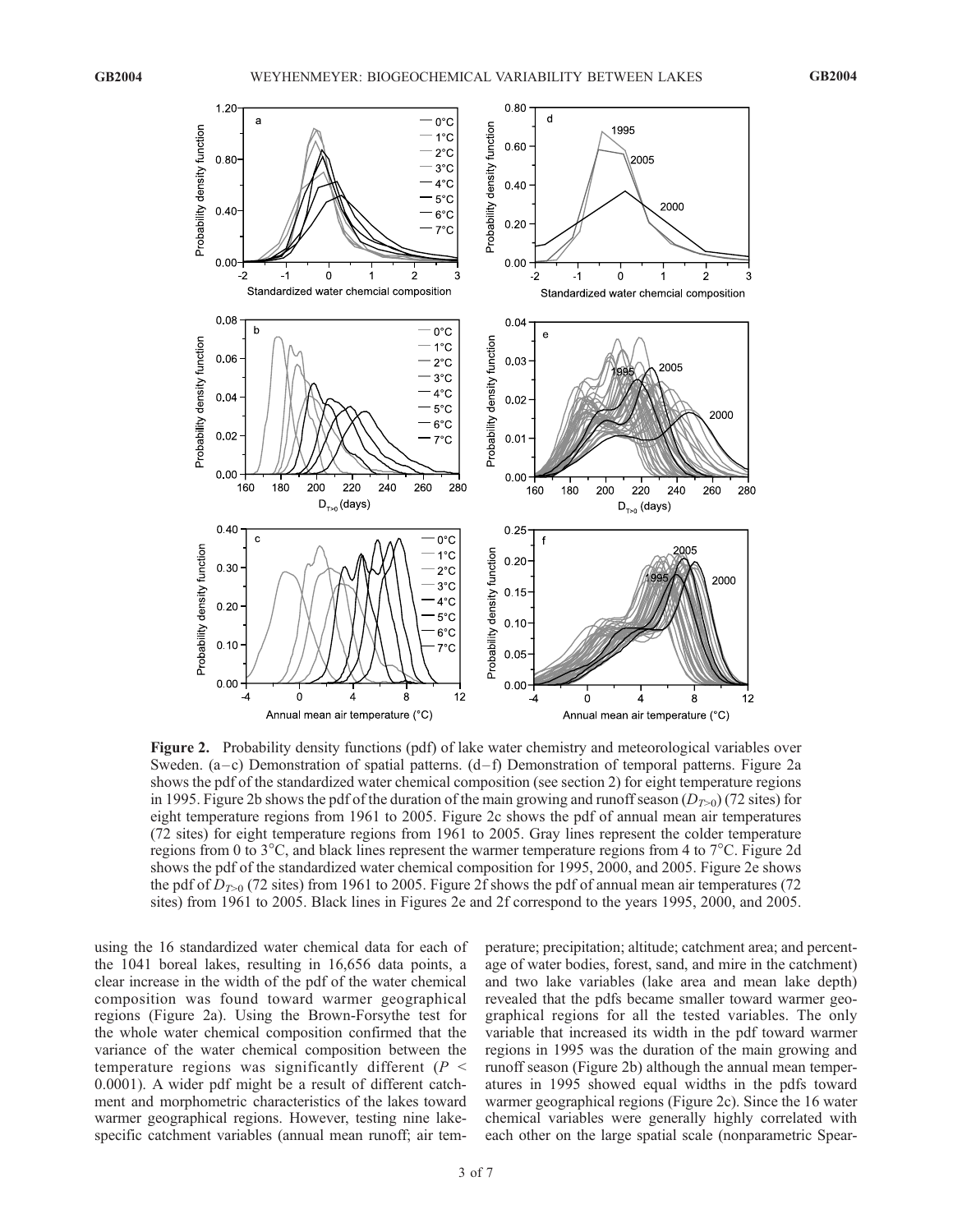**Figure 2.** Probability density functions (pdf) of lake water chemistry and meteorological variables over Sweden. (a–c) Demonstration of spatial patterns. (d–f) Demonstration of temporal patterns. Figure 2a shows the pdf of the standardized water chemical composition (see section 2) for eight temperature regions in 1995. Figure 2b shows the pdf of the duration of the main growing and runoff season ($D_{T>0}$) (72 sites) for eight temperature regions from 1961 to 2005. Figure 2c shows the pdf of annual mean air temperatures (72 sites) for eight temperature regions from 1961 to 2005. Gray lines represent the colder temperature regions from 0 to 3°C, and black lines represent the warmer temperature regions from 4 to 7°C. Figure 2d shows the pdf of the standardized water chemical composition for 1995, 2000, and 2005. Figure 2e shows the pdf of $D_{T>0}$ (72 sites) from 1961 to 2005. Figure 2f shows the pdf of annual mean air temperatures (72 sites) from 1961 to 2005. Black lines in Figures 2e and 2f correspond to the years 1995, 2000, and 2005.

using the 16 standardized water chemical data for each of the 1041 boreal lakes, resulting in 16,656 data points, a clear increase in the width of the pdf of the water chemical composition was found toward warmer geographical regions (Figure 2a). Using the Brown-Forsythe test for the whole water chemical composition confirmed that the variance of the water chemical composition between the temperature regions was significantly different ($P < 0.0001$). A wider pdf might be a result of different catchment and morphometric characteristics of the lakes toward warmer geographical regions. However, testing nine lake-specific catchment variables (annual mean runoff; air temperature; precipitation; altitude; catchment area; and percentage of water bodies, forest, sand, and mire in the catchment) and two lake variables (lake area and mean lake depth) revealed that the pdfs became smaller toward warmer geographical regions for all the tested variables. The only variable that increased its width in the pdf toward warmer regions in 1995 was the duration of the main growing and runoff season (Figure 2b) although the annual mean temperatures in 1995 showed equal widths in the pdfs toward warmer geographical regions (Figure 2c). Since the 16 water chemical variables were generally highly correlated with each other on the large spatial scale (nonparametric Spear-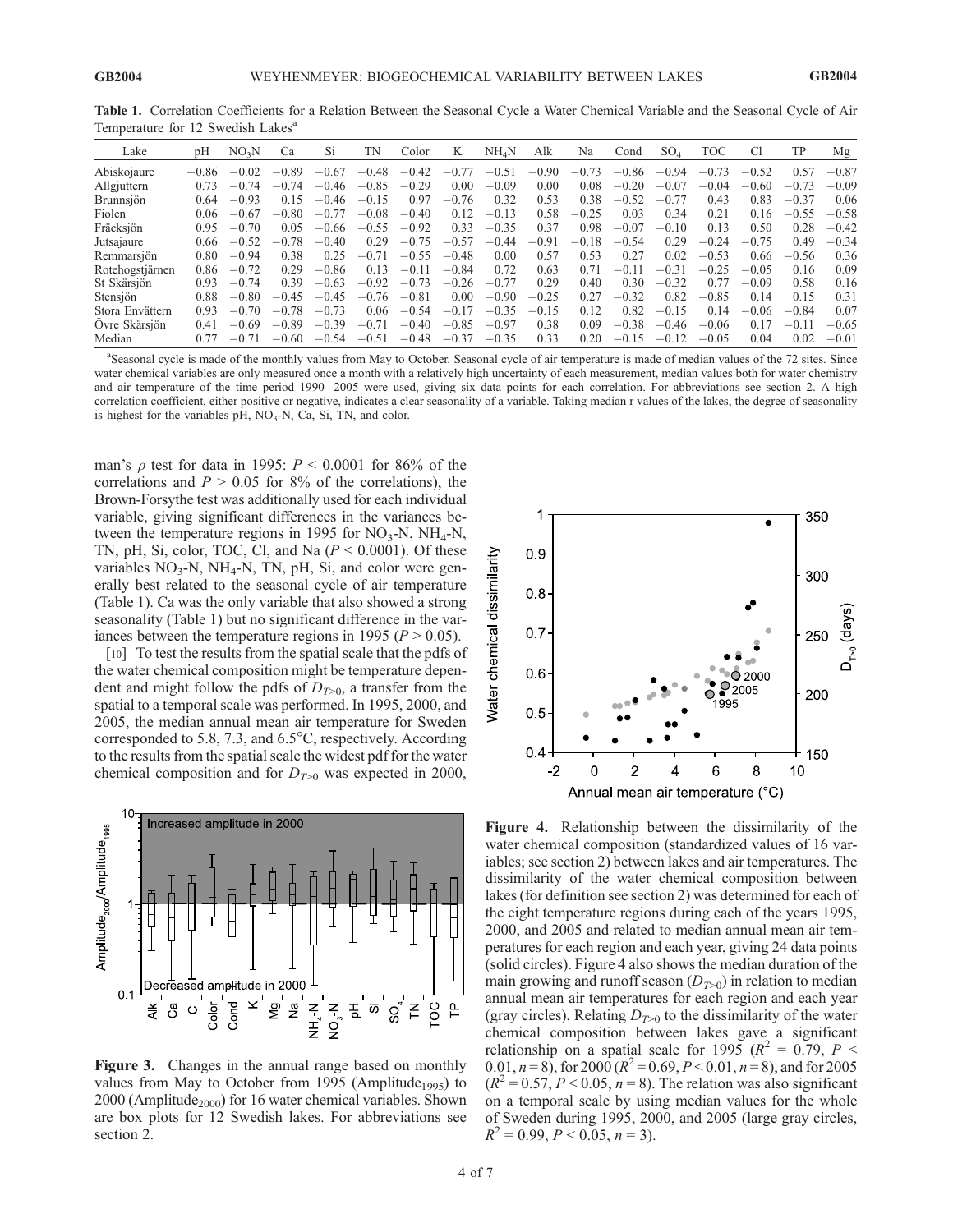**Table 1.** Correlation Coefficients for a Relation Between the Seasonal Cycle a Water Chemical Variable and the Seasonal Cycle of Air Temperature for 12 Swedish Lakes[a]

| Lake | pH | $NO_3N$ | Ca | Si | TN | Color | K | $NH_4N$ | Alk | Na | Cond | $SO_4$ | TOC | Cl | TP | Mg |
|---|---|---|---|---|---|---|---|---|---|---|---|---|---|---|---|---|
| Abiskojaure | −0.86 | −0.02 | −0.89 | −0.67 | −0.48 | −0.42 | −0.77 | −0.51 | −0.90 | −0.73 | −0.86 | −0.94 | −0.73 | −0.52 | 0.57 | −0.87 |
| Allgjuttern | 0.73 | −0.74 | −0.74 | −0.46 | −0.85 | −0.29 | 0.00 | −0.09 | 0.00 | 0.08 | −0.20 | −0.07 | −0.04 | −0.60 | −0.73 | −0.09 |
| Brunnsjön | 0.64 | −0.93 | 0.15 | −0.46 | −0.15 | 0.97 | −0.76 | 0.32 | 0.53 | 0.38 | −0.52 | −0.77 | 0.43 | 0.83 | −0.37 | 0.06 |
| Fiolen | 0.06 | −0.67 | −0.80 | −0.77 | −0.08 | −0.40 | 0.12 | −0.13 | 0.58 | −0.25 | 0.03 | 0.34 | 0.21 | 0.16 | −0.55 | −0.58 |
| Fräcksjön | 0.95 | −0.70 | 0.05 | −0.66 | −0.55 | −0.92 | 0.33 | −0.35 | 0.37 | 0.98 | −0.07 | −0.10 | 0.13 | 0.50 | 0.28 | −0.42 |
| Jutsajaure | 0.66 | −0.52 | −0.78 | −0.40 | 0.29 | −0.75 | −0.57 | −0.44 | −0.91 | −0.18 | −0.54 | 0.29 | −0.24 | −0.75 | 0.49 | −0.34 |
| Remmarsjön | 0.80 | −0.94 | 0.38 | 0.25 | −0.71 | −0.55 | −0.48 | 0.00 | 0.57 | 0.53 | 0.27 | 0.02 | −0.53 | 0.66 | −0.56 | 0.36 |
| Rotehogstjärnen | 0.86 | −0.72 | 0.29 | −0.86 | 0.13 | −0.11 | −0.84 | 0.72 | 0.63 | 0.71 | −0.11 | −0.31 | −0.25 | −0.05 | 0.16 | 0.09 |
| St Skärsjön | 0.93 | −0.74 | 0.39 | −0.63 | −0.92 | −0.73 | −0.26 | −0.77 | 0.29 | 0.40 | 0.30 | −0.32 | 0.77 | −0.09 | 0.58 | 0.16 |
| Stensjön | 0.88 | −0.80 | −0.45 | −0.45 | −0.76 | −0.81 | 0.00 | −0.90 | −0.25 | 0.27 | −0.32 | 0.82 | −0.85 | 0.14 | 0.15 | 0.31 |
| Stora Envättern | 0.93 | −0.70 | −0.78 | −0.73 | 0.06 | −0.54 | −0.17 | −0.35 | −0.15 | 0.12 | 0.82 | −0.15 | 0.14 | −0.06 | −0.84 | 0.07 |
| Övre Skärsjön | 0.41 | −0.69 | −0.89 | −0.39 | −0.71 | −0.40 | −0.85 | −0.97 | 0.38 | 0.09 | −0.38 | −0.46 | −0.06 | 0.17 | −0.11 | −0.65 |
| Median | 0.77 | −0.71 | −0.60 | −0.54 | −0.51 | −0.48 | −0.37 | −0.35 | 0.33 | 0.20 | −0.15 | −0.12 | −0.05 | 0.04 | 0.02 | −0.01 |

[a]Seasonal cycle is made of the monthly values from May to October. Seasonal cycle of air temperature is made of median values of the 72 sites. Since water chemical variables are only measured once a month with a relatively high uncertainty of each measurement, median values both for water chemistry and air temperature of the time period 1990–2005 were used, giving six data points for each correlation. For abbreviations see section 2. A high correlation coefficient, either positive or negative, indicates a clear seasonality of a variable. Taking median r values of the lakes, the degree of seasonality is highest for the variables pH, $NO_3$-N, Ca, Si, TN, and color.

man's $\rho$ test for data in 1995: $P < 0.0001$ for 86% of the correlations and $P > 0.05$ for 8% of the correlations), the Brown-Forsythe test was additionally used for each individual variable, giving significant differences in the variances between the temperature regions in 1995 for $NO_3$-N, $NH_4$-N, TN, pH, Si, color, TOC, Cl, and Na ($P < 0.0001$). Of these variables $NO_3$-N, $NH_4$-N, TN, pH, Si, and color were generally best related to the seasonal cycle of air temperature (Table 1). Ca was the only variable that also showed a strong seasonality (Table 1) but no significant difference in the variances between the temperature regions in 1995 ($P > 0.05$).

[10] To test the results from the spatial scale that the pdfs of the water chemical composition might be temperature dependent and might follow the pdfs of $D_{T>0}$, a transfer from the spatial to a temporal scale was performed. In 1995, 2000, and 2005, the median annual mean air temperature for Sweden corresponded to 5.8, 7.3, and 6.5°C, respectively. According to the results from the spatial scale the widest pdf for the water chemical composition and for $D_{T>0}$ was expected in 2000,

**Figure 3.** Changes in the annual range based on monthly values from May to October from 1995 ($Amplitude_{1995}$) to 2000 ($Amplitude_{2000}$) for 16 water chemical variables. Shown are box plots for 12 Swedish lakes. For abbreviations see section 2.

**Figure 4.** Relationship between the dissimilarity of the water chemical composition (standardized values of 16 variables; see section 2) between lakes and air temperatures. The dissimilarity of the water chemical composition between lakes (for definition see section 2) was determined for each of the eight temperature regions during each of the years 1995, 2000, and 2005 and related to median annual mean air temperatures for each region and each year, giving 24 data points (solid circles). Figure 4 also shows the median duration of the main growing and runoff season ($D_{T>0}$) in relation to median annual mean air temperatures for each region and each year (gray circles). Relating $D_{T>0}$ to the dissimilarity of the water chemical composition between lakes gave a significant relationship on a spatial scale for 1995 ($R^2 = 0.79$, $P < 0.01$, $n = 8$), for 2000 ($R^2 = 0.69$, $P < 0.01$, $n = 8$), and for 2005 ($R^2 = 0.57$, $P < 0.05$, $n = 8$). The relation was also significant on a temporal scale by using median values for the whole of Sweden during 1995, 2000, and 2005 (large gray circles, $R^2 = 0.99$, $P < 0.05$, $n = 3$).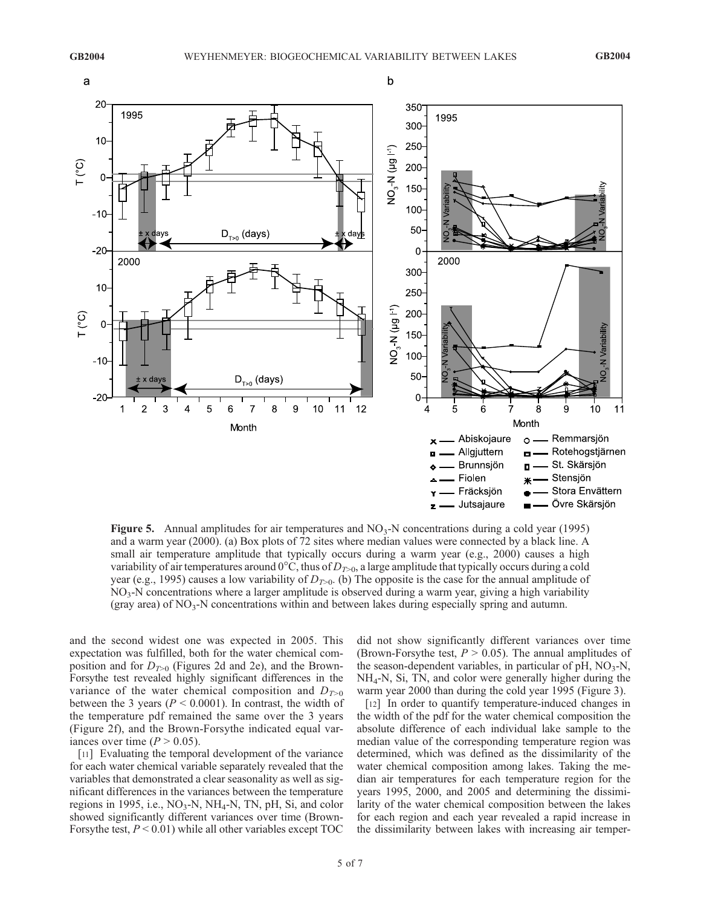**Figure 5.** Annual amplitudes for air temperatures and $NO_3$-N concentrations during a cold year (1995) and a warm year (2000). (a) Box plots of 72 sites where median values were connected by a black line. A small air temperature amplitude that typically occurs during a warm year (e.g., 2000) causes a high variability of air temperatures around 0°C, thus of $D_{T>0}$, a large amplitude that typically occurs during a cold year (e.g., 1995) causes a low variability of $D_{T>0}$. (b) The opposite is the case for the annual amplitude of $NO_3$-N concentrations where a larger amplitude is observed during a warm year, giving a high variability (gray area) of $NO_3$-N concentrations within and between lakes during especially spring and autumn.

and the second widest one was expected in 2005. This expectation was fulfilled, both for the water chemical composition and for $D_{T>0}$ (Figures 2d and 2e), and the Brown-Forsythe test revealed highly significant differences in the variance of the water chemical composition and $D_{T>0}$ between the 3 years ($P < 0.0001$). In contrast, the width of the temperature pdf remained the same over the 3 years (Figure 2f), and the Brown-Forsythe indicated equal variances over time ($P > 0.05$).

[11] Evaluating the temporal development of the variance for each water chemical variable separately revealed that the variables that demonstrated a clear seasonality as well as significant differences in the variances between the temperature regions in 1995, i.e., $NO_3$-N, $NH_4$-N, TN, pH, Si, and color showed significantly different variances over time (Brown-Forsythe test, $P < 0.01$) while all other variables except TOC did not show significantly different variances over time (Brown-Forsythe test, $P > 0.05$). The annual amplitudes of the season-dependent variables, in particular of pH, $NO_3$-N, $NH_4$-N, Si, TN, and color were generally higher during the warm year 2000 than during the cold year 1995 (Figure 3).

[12] In order to quantify temperature-induced changes in the width of the pdf for the water chemical composition the absolute difference of each individual lake sample to the median value of the corresponding temperature region was determined, which was defined as the dissimilarity of the water chemical composition among lakes. Taking the median air temperatures for each temperature region for the years 1995, 2000, and 2005 and determining the dissimilarity of the water chemical composition between the lakes for each region and each year revealed a rapid increase in the dissimilarity between lakes with increasing air temper-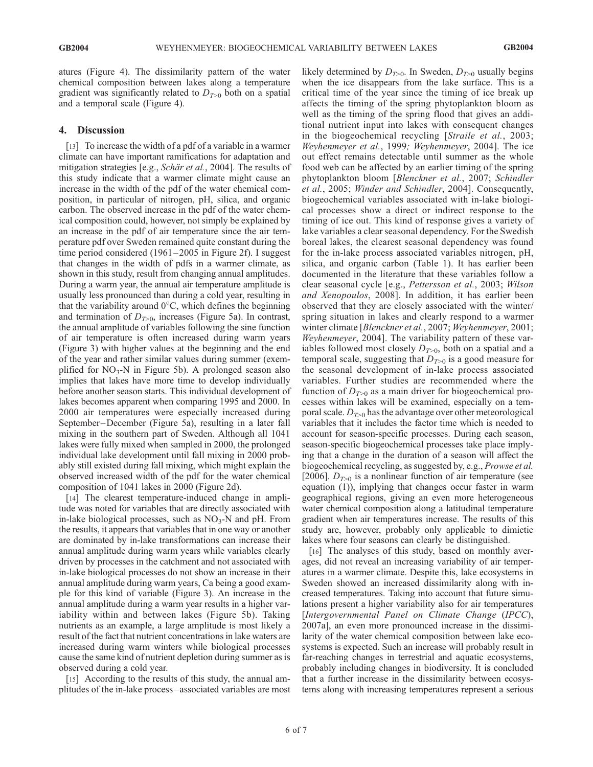atures (Figure 4). The dissimilarity pattern of the water chemical composition between lakes along a temperature gradient was significantly related to $D_{T>0}$ both on a spatial and a temporal scale (Figure 4).

## 4. Discussion

[13] To increase the width of a pdf of a variable in a warmer climate can have important ramifications for adaptation and mitigation strategies [e.g., *Schär et al.*, 2004]. The results of this study indicate that a warmer climate might cause an increase in the width of the pdf of the water chemical composition, in particular of nitrogen, pH, silica, and organic carbon. The observed increase in the pdf of the water chemical composition could, however, not simply be explained by an increase in the pdf of air temperature since the air temperature pdf over Sweden remained quite constant during the time period considered (1961–2005 in Figure 2f). I suggest that changes in the width of pdfs in a warmer climate, as shown in this study, result from changing annual amplitudes. During a warm year, the annual air temperature amplitude is usually less pronounced than during a cold year, resulting in that the variability around 0°C, which defines the beginning and termination of $D_{T>0}$, increases (Figure 5a). In contrast, the annual amplitude of variables following the sine function of air temperature is often increased during warm years (Figure 3) with higher values at the beginning and the end of the year and rather similar values during summer (exemplified for $NO_3$-N in Figure 5b). A prolonged season also implies that lakes have more time to develop individually before another season starts. This individual development of lakes becomes apparent when comparing 1995 and 2000. In 2000 air temperatures were especially increased during September–December (Figure 5a), resulting in a later fall mixing in the southern part of Sweden. Although all 1041 lakes were fully mixed when sampled in 2000, the prolonged individual lake development until fall mixing in 2000 probably still existed during fall mixing, which might explain the observed increased width of the pdf for the water chemical composition of 1041 lakes in 2000 (Figure 2d).

[14] The clearest temperature-induced change in amplitude was noted for variables that are directly associated with in-lake biological processes, such as $NO_3$-N and pH. From the results, it appears that variables that in one way or another are dominated by in-lake transformations can increase their annual amplitude during warm years while variables clearly driven by processes in the catchment and not associated with in-lake biological processes do not show an increase in their annual amplitude during warm years, Ca being a good example for this kind of variable (Figure 3). An increase in the annual amplitude during a warm year results in a higher variability within and between lakes (Figure 5b). Taking nutrients as an example, a large amplitude is most likely a result of the fact that nutrient concentrations in lake waters are increased during warm winters while biological processes cause the same kind of nutrient depletion during summer as is observed during a cold year.

[15] According to the results of this study, the annual amplitudes of the in-lake process–associated variables are most likely determined by $D_{T>0}$. In Sweden, $D_{T>0}$ usually begins when the ice disappears from the lake surface. This is a critical time of the year since the timing of ice break up affects the timing of the spring phytoplankton bloom as well as the timing of the spring flood that gives an additional nutrient input into lakes with consequent changes in the biogeochemical recycling [*Straile et al.*, 2003; *Weyhenmeyer et al.*, 1999; *Weyhenmeyer*, 2004]. The ice out effect remains detectable until summer as the whole food web can be affected by an earlier timing of the spring phytoplankton bloom [*Blenckner et al.*, 2007; *Schindler et al.*, 2005; *Winder and Schindler*, 2004]. Consequently, biogeochemical variables associated with in-lake biological processes show a direct or indirect response to the timing of ice out. This kind of response gives a variety of lake variables a clear seasonal dependency. For the Swedish boreal lakes, the clearest seasonal dependency was found for the in-lake process associated variables nitrogen, pH, silica, and organic carbon (Table 1). It has earlier been documented in the literature that these variables follow a clear seasonal cycle [e.g., *Pettersson et al.*, 2003; *Wilson and Xenopoulos*, 2008]. In addition, it has earlier been observed that they are closely associated with the winter/spring situation in lakes and clearly respond to a warmer winter climate [*Blenckner et al.*, 2007; *Weyhenmeyer*, 2001; *Weyhenmeyer*, 2004]. The variability pattern of these variables followed most closely $D_{T>0}$, both on a spatial and a temporal scale, suggesting that $D_{T>0}$ is a good measure for the seasonal development of in-lake process associated variables. Further studies are recommended where the function of $D_{T>0}$ as a main driver for biogeochemical processes within lakes will be examined, especially on a temporal scale. $D_{T>0}$ has the advantage over other meteorological variables that it includes the factor time which is needed to account for season-specific processes. During each season, season-specific biogeochemical processes take place implying that a change in the duration of a season will affect the biogeochemical recycling, as suggested by, e.g., *Prowse et al.* [2006]. $D_{T>0}$ is a nonlinear function of air temperature (see equation (1)), implying that changes occur faster in warm geographical regions, giving an even more heterogeneous water chemical composition along a latitudinal temperature gradient when air temperatures increase. The results of this study are, however, probably only applicable to dimictic lakes where four seasons can clearly be distinguished.

[16] The analyses of this study, based on monthly averages, did not reveal an increasing variability of air temperatures in a warmer climate. Despite this, lake ecosystems in Sweden showed an increased dissimilarity along with increased temperatures. Taking into account that future simulations present a higher variability also for air temperatures [*Intergovernmental Panel on Climate Change* (*IPCC*), 2007a], an even more pronounced increase in the dissimilarity of the water chemical composition between lake ecosystems is expected. Such an increase will probably result in far-reaching changes in terrestrial and aquatic ecosystems, probably including changes in biodiversity. It is concluded that a further increase in the dissimilarity between ecosystems along with increasing temperatures represent a serious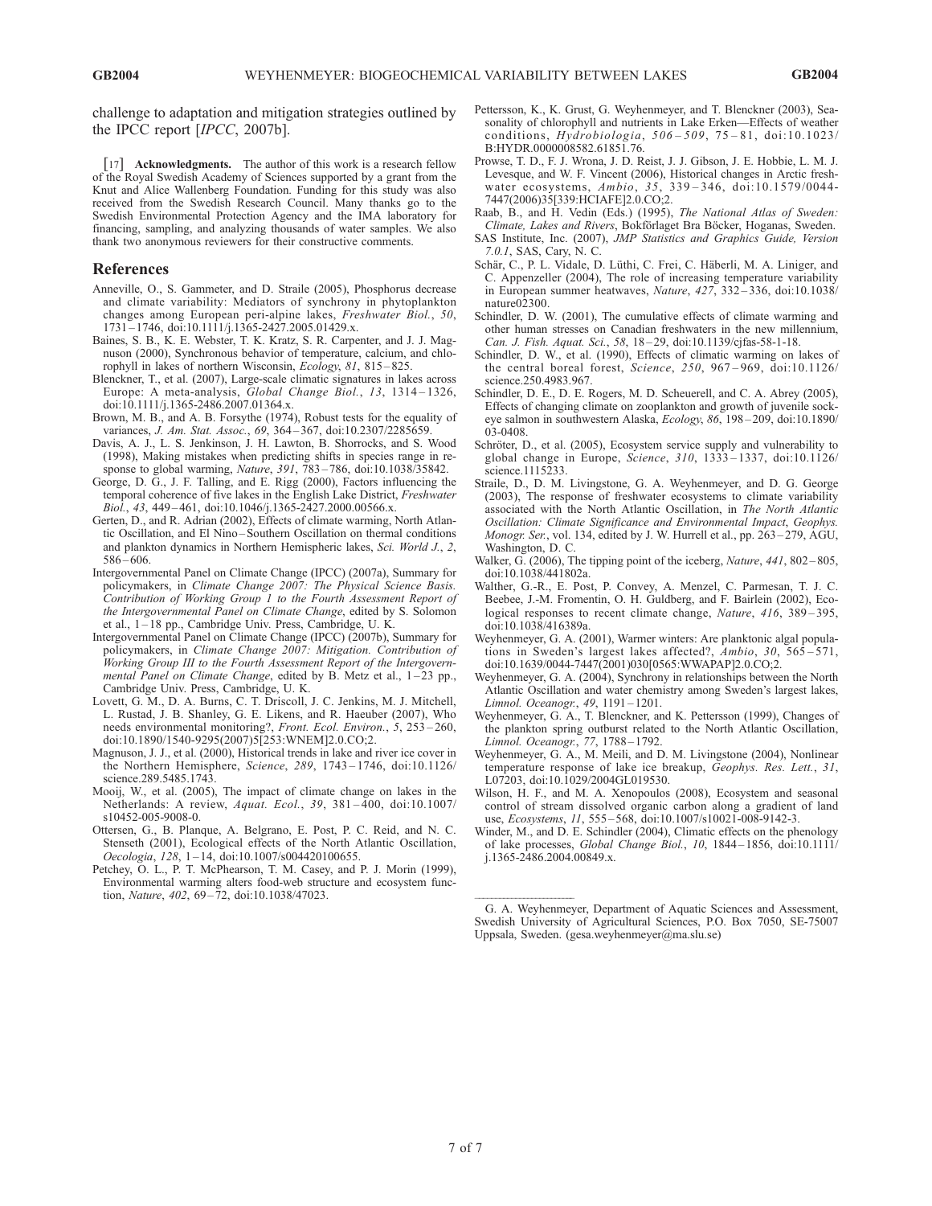challenge to adaptation and mitigation strategies outlined by the IPCC report [*IPCC*, 2007b].

[17] **Acknowledgments.** The author of this work is a research fellow of the Royal Swedish Academy of Sciences supported by a grant from the Knut and Alice Wallenberg Foundation. Funding for this study was also received from the Swedish Research Council. Many thanks go to the Swedish Environmental Protection Agency and the IMA laboratory for financing, sampling, and analyzing thousands of water samples. We also thank two anonymous reviewers for their constructive comments.

## References

Anneville, O., S. Gammeter, and D. Straile (2005), Phosphorus decrease and climate variability: Mediators of synchrony in phytoplankton changes among European peri-alpine lakes, *Freshwater Biol.*, *50*, 1731–1746, doi:10.1111/j.1365-2427.2005.01429.x.

Baines, S. B., K. E. Webster, T. K. Kratz, S. R. Carpenter, and J. J. Magnuson (2000), Synchronous behavior of temperature, calcium, and chlorophyll in lakes of northern Wisconsin, *Ecology*, *81*, 815–825.

Blenckner, T., et al. (2007), Large-scale climatic signatures in lakes across Europe: A meta-analysis, *Global Change Biol.*, *13*, 1314–1326, doi:10.1111/j.1365-2486.2007.01364.x.

Brown, M. B., and A. B. Forsythe (1974), Robust tests for the equality of variances, *J. Am. Stat. Assoc.*, *69*, 364–367, doi:10.2307/2285659.

Davis, A. J., L. S. Jenkinson, J. H. Lawton, B. Shorrocks, and S. Wood (1998), Making mistakes when predicting shifts in species range in response to global warming, *Nature*, *391*, 783–786, doi:10.1038/35842.

George, D. G., J. F. Talling, and E. Rigg (2000), Factors influencing the temporal coherence of five lakes in the English Lake District, *Freshwater Biol.*, *43*, 449–461, doi:10.1046/j.1365-2427.2000.00566.x.

Gerten, D., and R. Adrian (2002), Effects of climate warming, North Atlantic Oscillation, and El Nino–Southern Oscillation on thermal conditions and plankton dynamics in Northern Hemispheric lakes, *Sci. World J.*, *2*, 586–606.

Intergovernmental Panel on Climate Change (IPCC) (2007a), Summary for policymakers, in *Climate Change 2007: The Physical Science Basis. Contribution of Working Group 1 to the Fourth Assessment Report of the Intergovernmental Panel on Climate Change*, edited by S. Solomon et al., 1–18 pp., Cambridge Univ. Press, Cambridge, U. K.

Intergovernmental Panel on Climate Change (IPCC) (2007b), Summary for policymakers, in *Climate Change 2007: Mitigation. Contribution of Working Group III to the Fourth Assessment Report of the Intergovernmental Panel on Climate Change*, edited by B. Metz et al., 1–23 pp., Cambridge Univ. Press, Cambridge, U. K.

Lovett, G. M., D. A. Burns, C. T. Driscoll, J. C. Jenkins, M. J. Mitchell, L. Rustad, J. B. Shanley, G. E. Likens, and R. Haeuber (2007), Who needs environmental monitoring?, *Front. Ecol. Environ.*, *5*, 253–260, doi:10.1890/1540-9295(2007)5[253:WNEM]2.0.CO;2.

Magnuson, J. J., et al. (2000), Historical trends in lake and river ice cover in the Northern Hemisphere, *Science*, *289*, 1743–1746, doi:10.1126/science.289.5485.1743.

Mooij, W., et al. (2005), The impact of climate change on lakes in the Netherlands: A review, *Aquat. Ecol.*, *39*, 381–400, doi:10.1007/s10452-005-9008-0.

Ottersen, G., B. Planque, A. Belgrano, E. Post, P. C. Reid, and N. C. Stenseth (2001), Ecological effects of the North Atlantic Oscillation, *Oecologia*, *128*, 1–14, doi:10.1007/s004420100655.

Petchey, O. L., P. T. McPhearson, T. M. Casey, and P. J. Morin (1999), Environmental warming alters food-web structure and ecosystem function, *Nature*, *402*, 69–72, doi:10.1038/47023.

Pettersson, K., K. Grust, G. Weyhenmeyer, and T. Blenckner (2003), Seasonality of chlorophyll and nutrients in Lake Erken—Effects of weather conditions, *Hydrobiologia*, *506–509*, 75–81, doi:10.1023/B:HYDR.0000008582.61851.76.

Prowse, T. D., F. J. Wrona, J. D. Reist, J. J. Gibson, J. E. Hobbie, L. M. J. Levesque, and W. F. Vincent (2006), Historical changes in Arctic freshwater ecosystems, *Ambio*, *35*, 339–346, doi:10.1579/0044-7447(2006)35[339:HCIAFE]2.0.CO;2.

Raab, B., and H. Vedin (Eds.) (1995), *The National Atlas of Sweden: Climate, Lakes and Rivers*, Bokförlaget Bra Böcker, Hoganas, Sweden.

SAS Institute, Inc. (2007), *JMP Statistics and Graphics Guide, Version 7.0.1*, SAS, Cary, N. C.

Schär, C., P. L. Vidale, D. Lüthi, C. Frei, C. Häberli, M. A. Liniger, and C. Appenzeller (2004), The role of increasing temperature variability in European summer heatwaves, *Nature*, *427*, 332–336, doi:10.1038/nature02300.

Schindler, D. W. (2001), The cumulative effects of climate warming and other human stresses on Canadian freshwaters in the new millennium, *Can. J. Fish. Aquat. Sci.*, *58*, 18–29, doi:10.1139/cjfas-58-1-18.

Schindler, D. W., et al. (1990), Effects of climatic warming on lakes of the central boreal forest, *Science*, *250*, 967–969, doi:10.1126/science.250.4983.967.

Schindler, D. E., D. E. Rogers, M. D. Scheuerell, and C. A. Abrey (2005), Effects of changing climate on zooplankton and growth of juvenile sockeye salmon in southwestern Alaska, *Ecology*, *86*, 198–209, doi:10.1890/03-0408.

Schröter, D., et al. (2005), Ecosystem service supply and vulnerability to global change in Europe, *Science*, *310*, 1333–1337, doi:10.1126/science.1115233.

Straile, D., D. M. Livingstone, G. A. Weyhenmeyer, and D. G. George (2003), The response of freshwater ecosystems to climate variability associated with the North Atlantic Oscillation, in *The North Atlantic Oscillation: Climate Significance and Environmental Impact*, *Geophys. Monogr. Ser.*, vol. 134, edited by J. W. Hurrell et al., pp. 263–279, AGU, Washington, D. C.

Walker, G. (2006), The tipping point of the iceberg, *Nature*, *441*, 802–805, doi:10.1038/441802a.

Walther, G.-R., E. Post, P. Convey, A. Menzel, C. Parmesan, T. J. C. Beebee, J.-M. Fromentin, O. H. Guldberg, and F. Bairlein (2002), Ecological responses to recent climate change, *Nature*, *416*, 389–395, doi:10.1038/416389a.

Weyhenmeyer, G. A. (2001), Warmer winters: Are planktonic algal populations in Sweden's largest lakes affected?, *Ambio*, *30*, 565–571, doi:10.1639/0044-7447(2001)030[0565:WWAPAP]2.0.CO;2.

Weyhenmeyer, G. A. (2004), Synchrony in relationships between the North Atlantic Oscillation and water chemistry among Sweden's largest lakes, *Limnol. Oceanogr.*, *49*, 1191–1201.

Weyhenmeyer, G. A., T. Blenckner, and K. Pettersson (1999), Changes of the plankton spring outburst related to the North Atlantic Oscillation, *Limnol. Oceanogr.*, *77*, 1788–1792.

Weyhenmeyer, G. A., M. Meili, and D. M. Livingstone (2004), Nonlinear temperature response of lake ice breakup, *Geophys. Res. Lett.*, *31*, L07203, doi:10.1029/2004GL019530.

Wilson, H. F., and M. A. Xenopoulos (2008), Ecosystem and seasonal control of stream dissolved organic carbon along a gradient of land use, *Ecosystems*, *11*, 555–568, doi:10.1007/s10021-008-9142-3.

Winder, M., and D. E. Schindler (2004), Climatic effects on the phenology of lake processes, *Global Change Biol.*, *10*, 1844–1856, doi:10.1111/j.1365-2486.2004.00849.x.

---

G. A. Weyhenmeyer, Department of Aquatic Sciences and Assessment, Swedish University of Agricultural Sciences, P.O. Box 7050, SE-75007 Uppsala, Sweden. (gesa.weyhenmeyer@ma.slu.se)